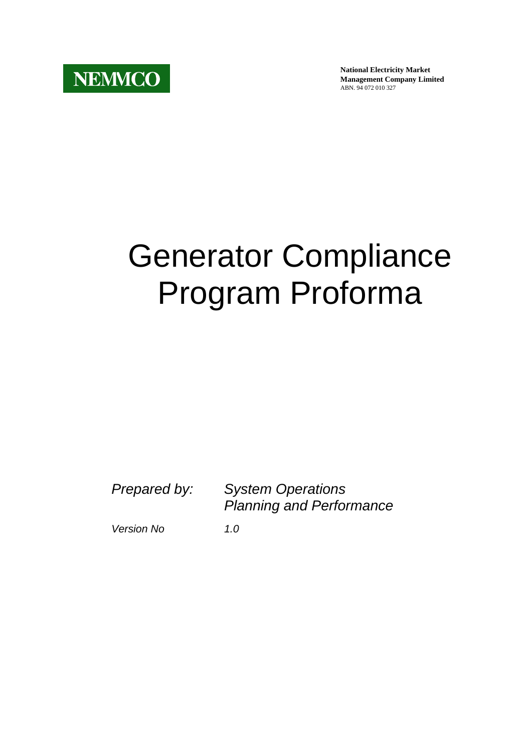**NEMMCO**

**National Electricity Market Management Company Limited**
ABN. 94 072 010 327

# Generator Compliance Program Proforma

*Prepared by:* *System Operations Planning and Performance*

*Version No* *1.0*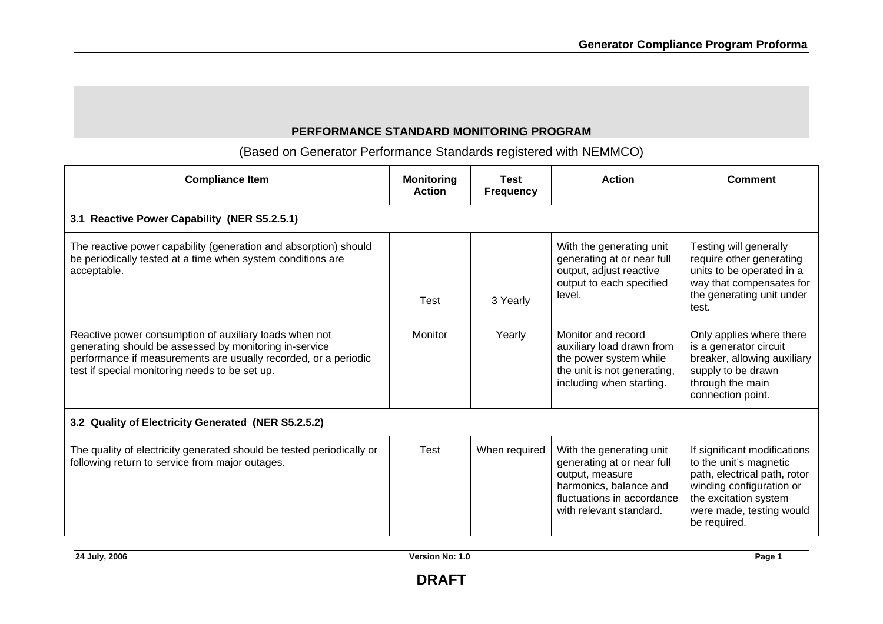## PERFORMANCE STANDARD MONITORING PROGRAM

(Based on Generator Performance Standards registered with NEMMCO)

| Compliance Item | Monitoring Action | Test Frequency | Action | Comment |
|---|---|---|---|---|
| **3.1 Reactive Power Capability (NER S5.2.5.1)** | | | | |
| The reactive power capability (generation and absorption) should be periodically tested at a time when system conditions are acceptable. | Test | 3 Yearly | With the generating unit generating at or near full output, adjust reactive output to each specified level. | Testing will generally require other generating units to be operated in a way that compensates for the generating unit under test. |
| Reactive power consumption of auxiliary loads when not generating should be assessed by monitoring in-service performance if measurements are usually recorded, or a periodic test if special monitoring needs to be set up. | Monitor | Yearly | Monitor and record auxiliary load drawn from the power system while the unit is not generating, including when starting. | Only applies where there is a generator circuit breaker, allowing auxiliary supply to be drawn through the main connection point. |
| **3.2 Quality of Electricity Generated (NER S5.2.5.2)** | | | | |
| The quality of electricity generated should be tested periodically or following return to service from major outages. | Test | When required | With the generating unit generating at or near full output, measure harmonics, balance and fluctuations in accordance with relevant standard. | If significant modifications to the unit's magnetic path, electrical path, rotor winding configuration or the excitation system were made, testing would be required. |

**DRAFT**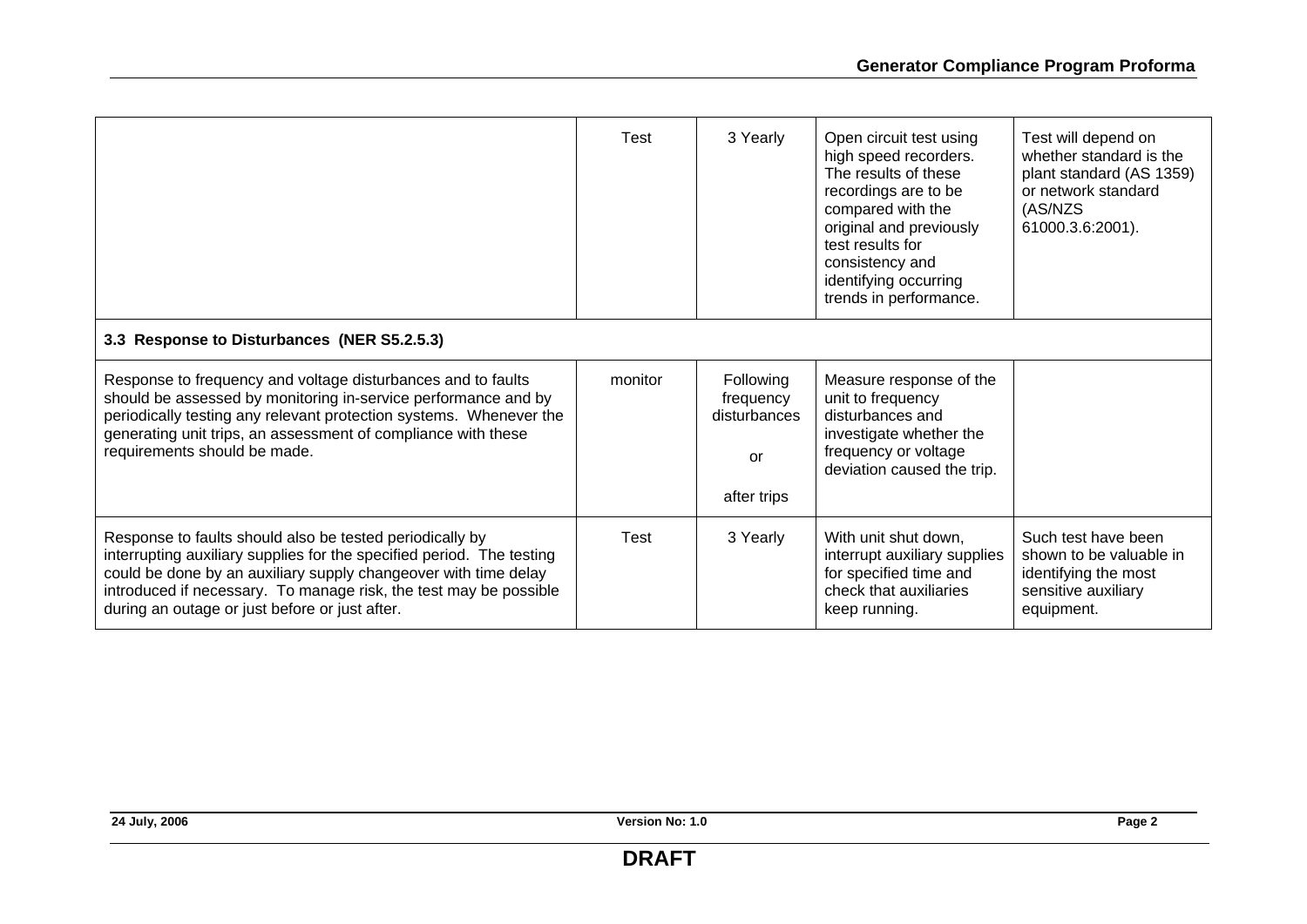| | | | | |
|---|---|---|---|---|
| | Test | 3 Yearly | Open circuit test using high speed recorders. The results of these recordings are to be compared with the original and previously test results for consistency and identifying occurring trends in performance. | Test will depend on whether standard is the plant standard (AS 1359) or network standard (AS/NZS 61000.3.6:2001). |
| **3.3 Response to Disturbances (NER S5.2.5.3)** | | | | |
| Response to frequency and voltage disturbances and to faults should be assessed by monitoring in-service performance and by periodically testing any relevant protection systems. Whenever the generating unit trips, an assessment of compliance with these requirements should be made. | monitor | Following frequency disturbances or after trips | Measure response of the unit to frequency disturbances and investigate whether the frequency or voltage deviation caused the trip. | |
| Response to faults should also be tested periodically by interrupting auxiliary supplies for the specified period. The testing could be done by an auxiliary supply changeover with time delay introduced if necessary. To manage risk, the test may be possible during an outage or just before or just after. | Test | 3 Yearly | With unit shut down, interrupt auxiliary supplies for specified time and check that auxiliaries keep running. | Such test have been shown to be valuable in identifying the most sensitive auxiliary equipment. |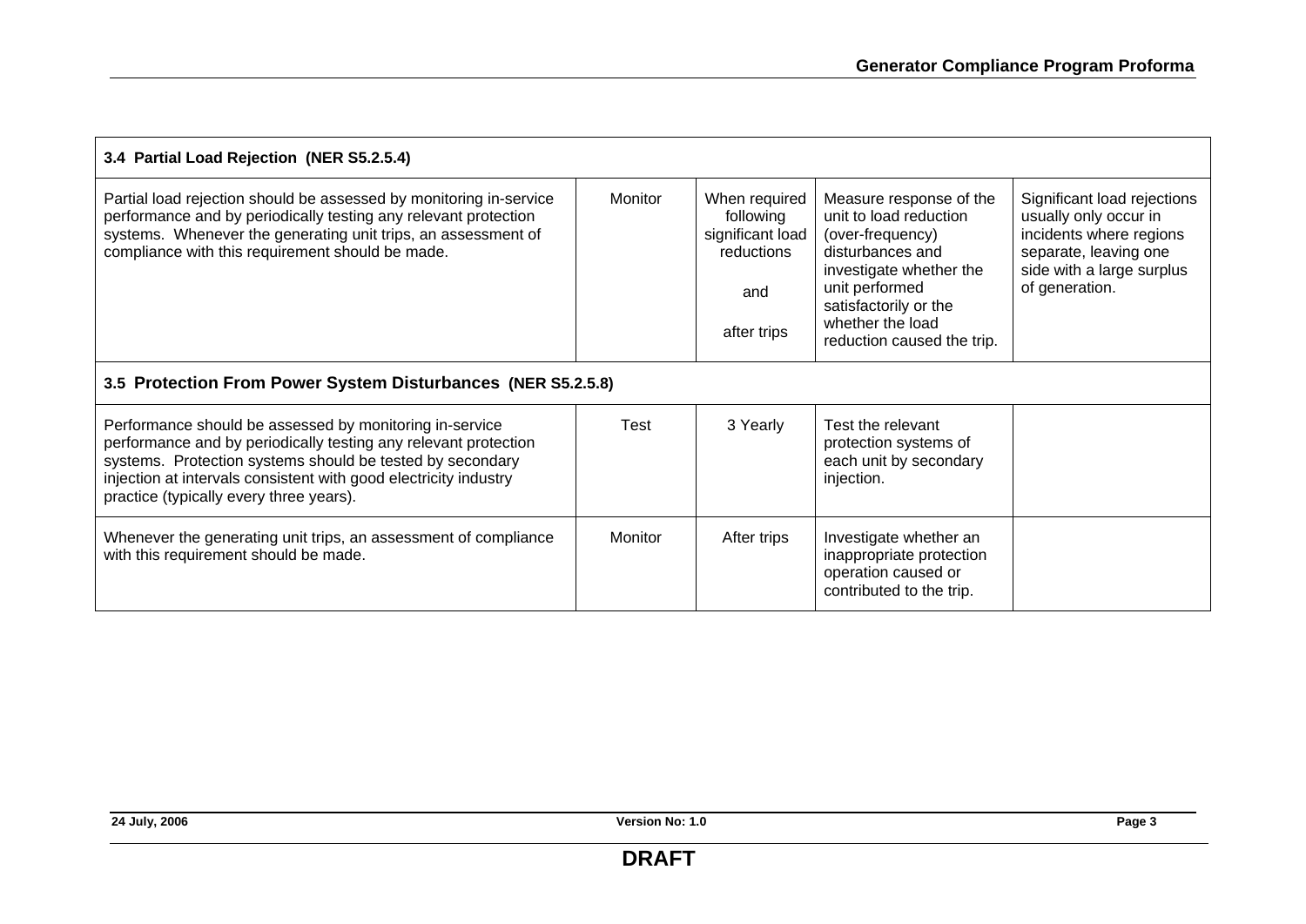| 3.4 Partial Load Rejection (NER S5.2.5.4) | | | | |
| --- | --- | --- | --- | --- |
| Partial load rejection should be assessed by monitoring in-service performance and by periodically testing any relevant protection systems. Whenever the generating unit trips, an assessment of compliance with this requirement should be made. | Monitor | When required following significant load reductions<br><br>and<br><br>after trips | Measure response of the unit to load reduction (over-frequency) disturbances and investigate whether the unit performed satisfactorily or the whether the load reduction caused the trip. | Significant load rejections usually only occur in incidents where regions separate, leaving one side with a large surplus of generation. |
| **3.5 Protection From Power System Disturbances (NER S5.2.5.8)** | | | | |
| Performance should be assessed by monitoring in-service performance and by periodically testing any relevant protection systems. Protection systems should be tested by secondary injection at intervals consistent with good electricity industry practice (typically every three years). | Test | 3 Yearly | Test the relevant protection systems of each unit by secondary injection. | |
| Whenever the generating unit trips, an assessment of compliance with this requirement should be made. | Monitor | After trips | Investigate whether an inappropriate protection operation caused or contributed to the trip. | |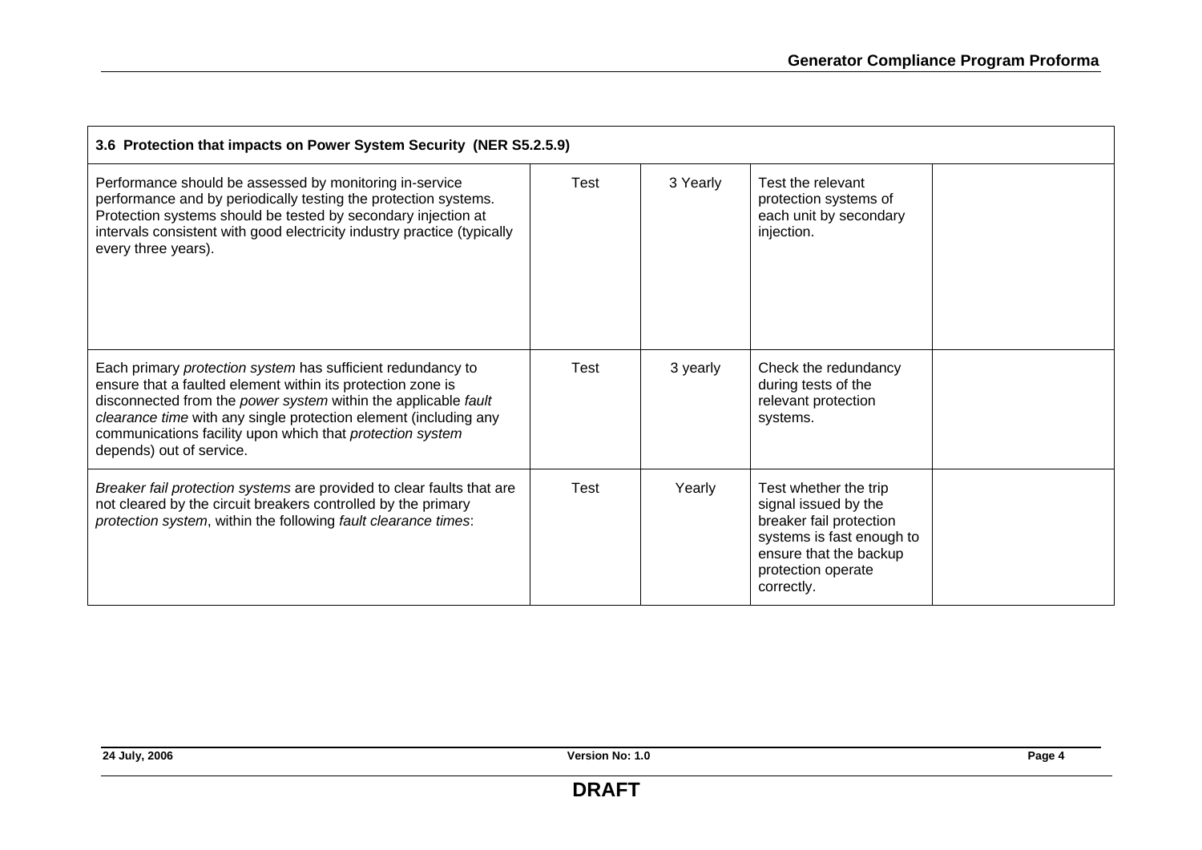| 3.6 Protection that impacts on Power System Security (NER S5.2.5.9) | | | | |
|---|---|---|---|---|
| Performance should be assessed by monitoring in-service performance and by periodically testing the protection systems. Protection systems should be tested by secondary injection at intervals consistent with good electricity industry practice (typically every three years). | Test | 3 Yearly | Test the relevant protection systems of each unit by secondary injection. | |
| Each primary *protection system* has sufficient redundancy to ensure that a faulted element within its protection zone is disconnected from the *power system* within the applicable *fault clearance time* with any single protection element (including any communications facility upon which that *protection system* depends) out of service. | Test | 3 yearly | Check the redundancy during tests of the relevant protection systems. | |
| *Breaker fail protection systems* are provided to clear faults that are not cleared by the circuit breakers controlled by the primary *protection system*, within the following *fault clearance times*: | Test | Yearly | Test whether the trip signal issued by the breaker fail protection systems is fast enough to ensure that the backup protection operate correctly. | |

DRAFT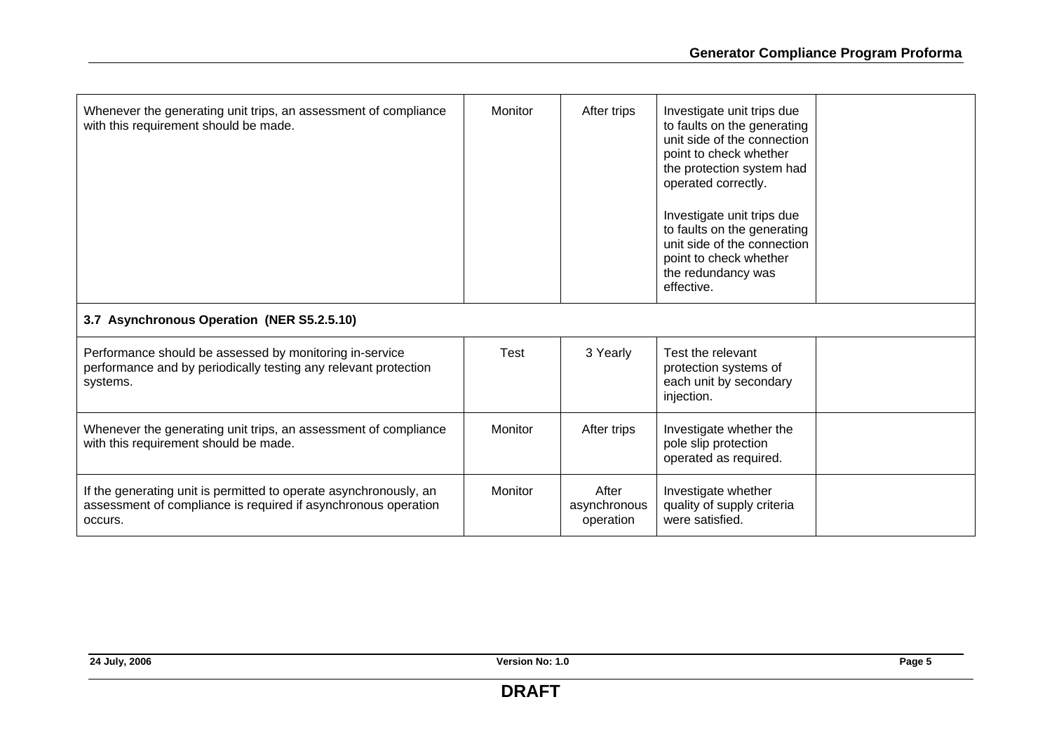| | | | | |
|---|---|---|---|---|
| Whenever the generating unit trips, an assessment of compliance with this requirement should be made. | Monitor | After trips | Investigate unit trips due to faults on the generating unit side of the connection point to check whether the protection system had operated correctly.<br><br>Investigate unit trips due to faults on the generating unit side of the connection point to check whether the redundancy was effective. | |
| **3.7 Asynchronous Operation (NER S5.2.5.10)** | | | | |
| Performance should be assessed by monitoring in-service performance and by periodically testing any relevant protection systems. | Test | 3 Yearly | Test the relevant protection systems of each unit by secondary injection. | |
| Whenever the generating unit trips, an assessment of compliance with this requirement should be made. | Monitor | After trips | Investigate whether the pole slip protection operated as required. | |
| If the generating unit is permitted to operate asynchronously, an assessment of compliance is required if asynchronous operation occurs. | Monitor | After asynchronous operation | Investigate whether quality of supply criteria were satisfied. | |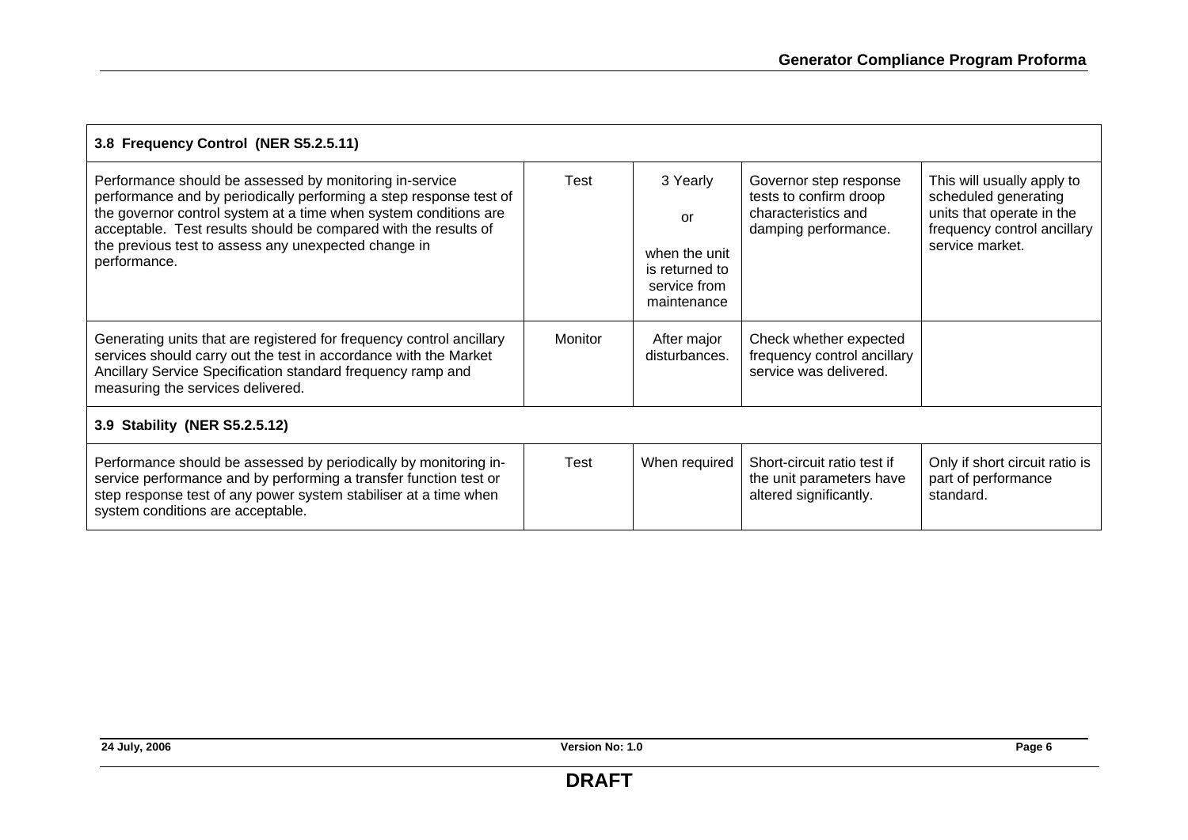| 3.8 Frequency Control (NER S5.2.5.11) | | | | |
|---|---|---|---|---|
| Performance should be assessed by monitoring in-service performance and by periodically performing a step response test of the governor control system at a time when system conditions are acceptable. Test results should be compared with the results of the previous test to assess any unexpected change in performance. | Test | 3 Yearly<br><br>or<br><br>when the unit is returned to service from maintenance | Governor step response tests to confirm droop characteristics and damping performance. | This will usually apply to scheduled generating units that operate in the frequency control ancillary service market. |
| Generating units that are registered for frequency control ancillary services should carry out the test in accordance with the Market Ancillary Service Specification standard frequency ramp and measuring the services delivered. | Monitor | After major disturbances. | Check whether expected frequency control ancillary service was delivered. | |
| **3.9 Stability (NER S5.2.5.12)** | | | | |
| Performance should be assessed by periodically by monitoring in-service performance and by performing a transfer function test or step response test of any power system stabiliser at a time when system conditions are acceptable. | Test | When required | Short-circuit ratio test if the unit parameters have altered significantly. | Only if short circuit ratio is part of performance standard. |

**DRAFT**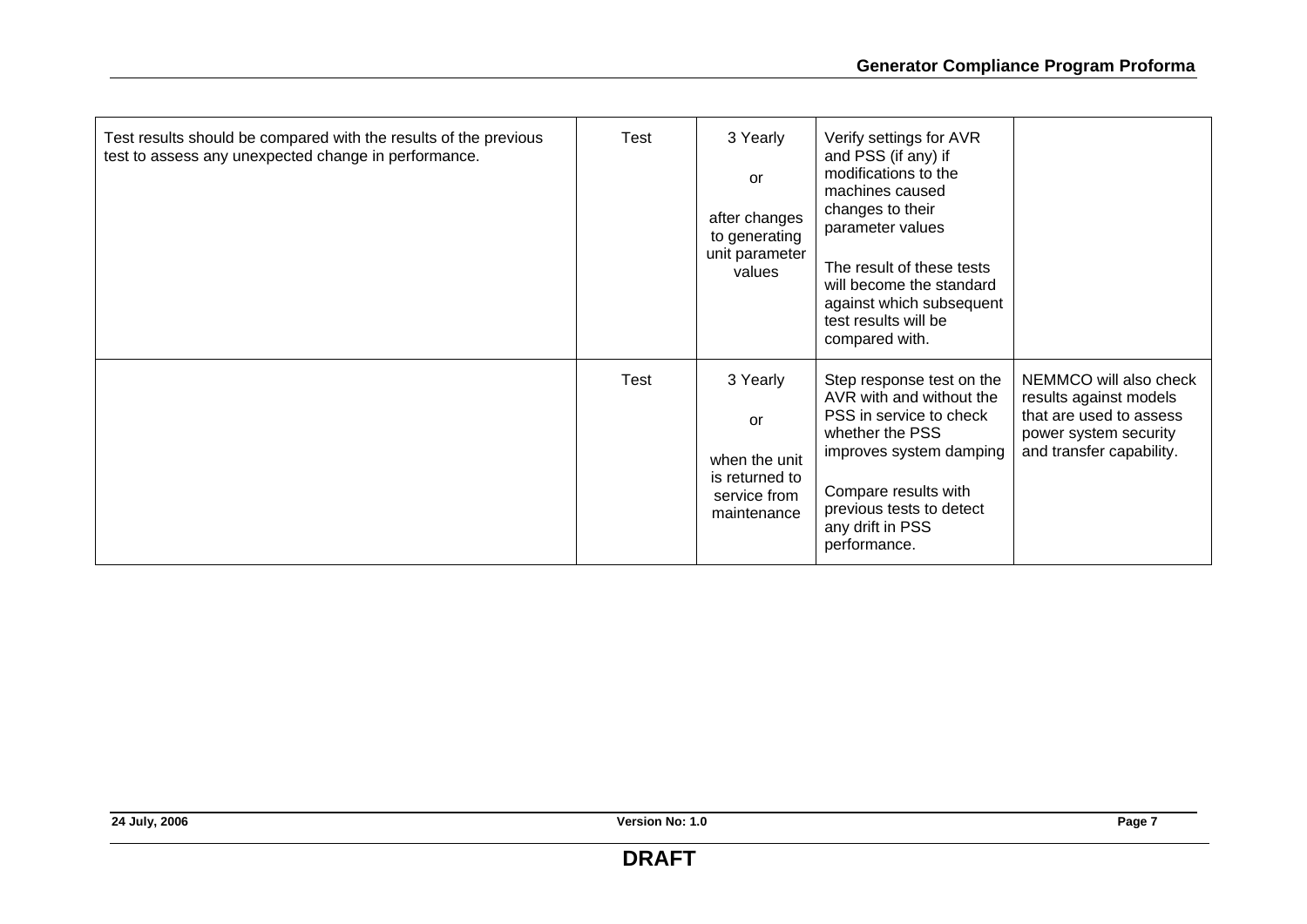| | | | | |
|---|---|---|---|---|
| Test results should be compared with the results of the previous test to assess any unexpected change in performance. | Test | 3 Yearly<br><br>or<br><br>after changes to generating unit parameter values | Verify settings for AVR and PSS (if any) if modifications to the machines caused changes to their parameter values<br><br>The result of these tests will become the standard against which subsequent test results will be compared with. | |
| | Test | 3 Yearly<br><br>or<br><br>when the unit is returned to service from maintenance | Step response test on the AVR with and without the PSS in service to check whether the PSS improves system damping<br><br>Compare results with previous tests to detect any drift in PSS performance. | NEMMCO will also check results against models that are used to assess power system security and transfer capability. |

**DRAFT**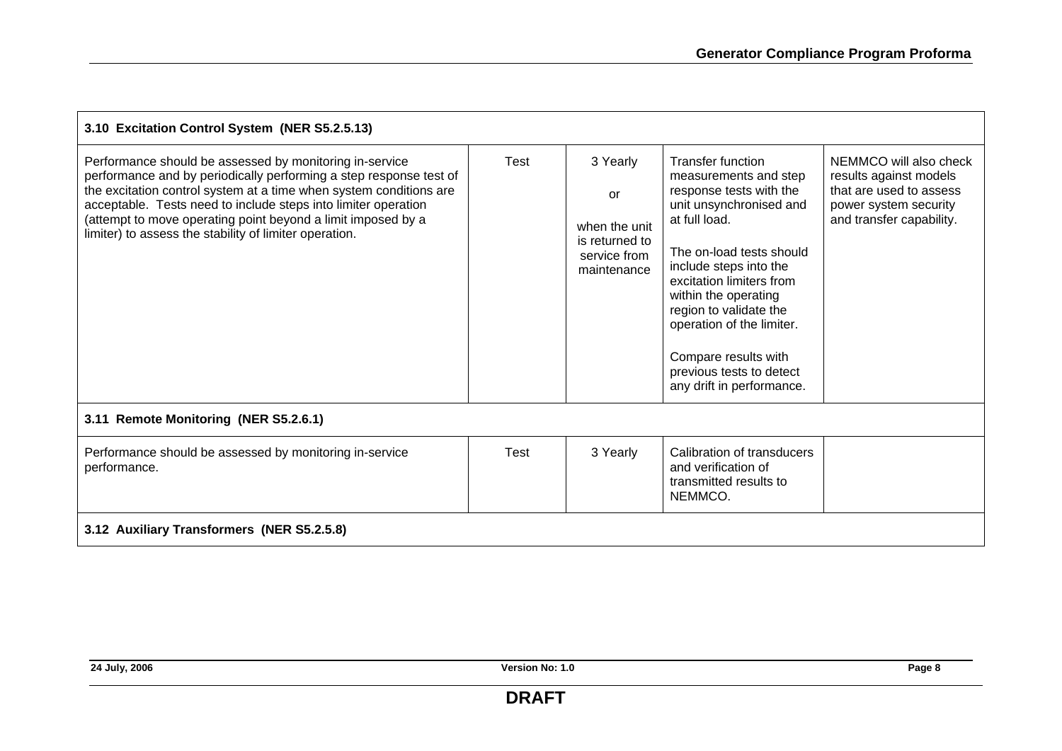| 3.10 Excitation Control System (NER S5.2.5.13) | | | | |
|---|---|---|---|---|
| Performance should be assessed by monitoring in-service performance and by periodically performing a step response test of the excitation control system at a time when system conditions are acceptable. Tests need to include steps into limiter operation (attempt to move operating point beyond a limit imposed by a limiter) to assess the stability of limiter operation. | Test | 3 Yearly<br><br>or<br><br>when the unit is returned to service from maintenance | Transfer function measurements and step response tests with the unit unsynchronised and at full load.<br><br>The on-load tests should include steps into the excitation limiters from within the operating region to validate the operation of the limiter.<br><br>Compare results with previous tests to detect any drift in performance. | NEMMCO will also check results against models that are used to assess power system security and transfer capability. |
| **3.11 Remote Monitoring (NER S5.2.6.1)** | | | | |
| Performance should be assessed by monitoring in-service performance. | Test | 3 Yearly | Calibration of transducers and verification of transmitted results to NEMMCO. | |
| **3.12 Auxiliary Transformers (NER S5.2.5.8)** | | | | |

**DRAFT**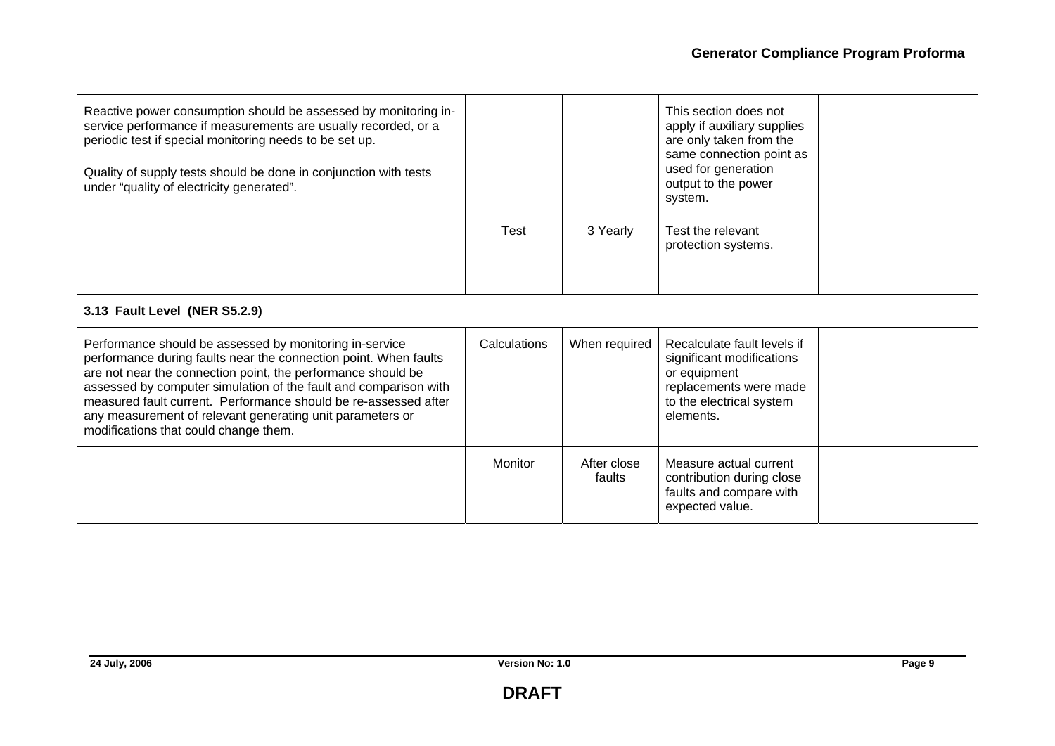| | | | | |
|---|---|---|---|---|
| Reactive power consumption should be assessed by monitoring in-service performance if measurements are usually recorded, or a periodic test if special monitoring needs to be set up.<br><br>Quality of supply tests should be done in conjunction with tests under "quality of electricity generated". | | | This section does not apply if auxiliary supplies are only taken from the same connection point as used for generation output to the power system. | |
| | Test | 3 Yearly | Test the relevant protection systems. | |
| **3.13 Fault Level (NER S5.2.9)** | | | | |
| Performance should be assessed by monitoring in-service performance during faults near the connection point. When faults are not near the connection point, the performance should be assessed by computer simulation of the fault and comparison with measured fault current. Performance should be re-assessed after any measurement of relevant generating unit parameters or modifications that could change them. | Calculations | When required | Recalculate fault levels if significant modifications or equipment replacements were made to the electrical system elements. | |
| | Monitor | After close faults | Measure actual current contribution during close faults and compare with expected value. | |

**DRAFT**